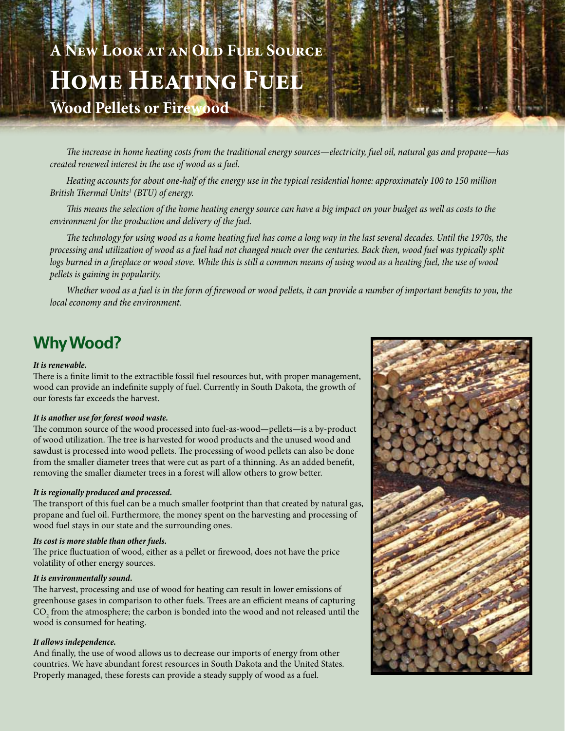# A New Look at an Old Fuel Source

# Home Heating Fuel

## Wood Pellets or Firewood

*The increase in home heating costs from the traditional energy sources—electricity, fuel oil, natural gas and propane—has created renewed interest in the use of wood as a fuel.*

*Heating accounts for about one-half of the energy use in the typical residential home: approximately 100 to 150 million British Thermal Units[1] (BTU) of energy.*

*This means the selection of the home heating energy source can have a big impact on your budget as well as costs to the environment for the production and delivery of the fuel.*

*The technology for using wood as a home heating fuel has come a long way in the last several decades. Until the 1970s, the processing and utilization of wood as a fuel had not changed much over the centuries. Back then, wood fuel was typically split logs burned in a fireplace or wood stove. While this is still a common means of using wood as a heating fuel, the use of wood pellets is gaining in popularity.*

*Whether wood as a fuel is in the form of firewood or wood pellets, it can provide a number of important benefits to you, the local economy and the environment.*

## Why Wood?

***It is renewable.***

There is a finite limit to the extractible fossil fuel resources but, with proper management, wood can provide an indefinite supply of fuel. Currently in South Dakota, the growth of our forests far exceeds the harvest.

***It is another use for forest wood waste.***

The common source of the wood processed into fuel-as-wood—pellets—is a by-product of wood utilization. The tree is harvested for wood products and the unused wood and sawdust is processed into wood pellets. The processing of wood pellets can also be done from the smaller diameter trees that were cut as part of a thinning. As an added benefit, removing the smaller diameter trees in a forest will allow others to grow better.

***It is regionally produced and processed.***

The transport of this fuel can be a much smaller footprint than that created by natural gas, propane and fuel oil. Furthermore, the money spent on the harvesting and processing of wood fuel stays in our state and the surrounding ones.

***Its cost is more stable than other fuels.***

The price fluctuation of wood, either as a pellet or firewood, does not have the price volatility of other energy sources.

***It is environmentally sound.***

The harvest, processing and use of wood for heating can result in lower emissions of greenhouse gases in comparison to other fuels. Trees are an efficient means of capturing $CO_2$ from the atmosphere; the carbon is bonded into the wood and not released until the wood is consumed for heating.

***It allows independence.***

And finally, the use of wood allows us to decrease our imports of energy from other countries. We have abundant forest resources in South Dakota and the United States. Properly managed, these forests can provide a steady supply of wood as a fuel.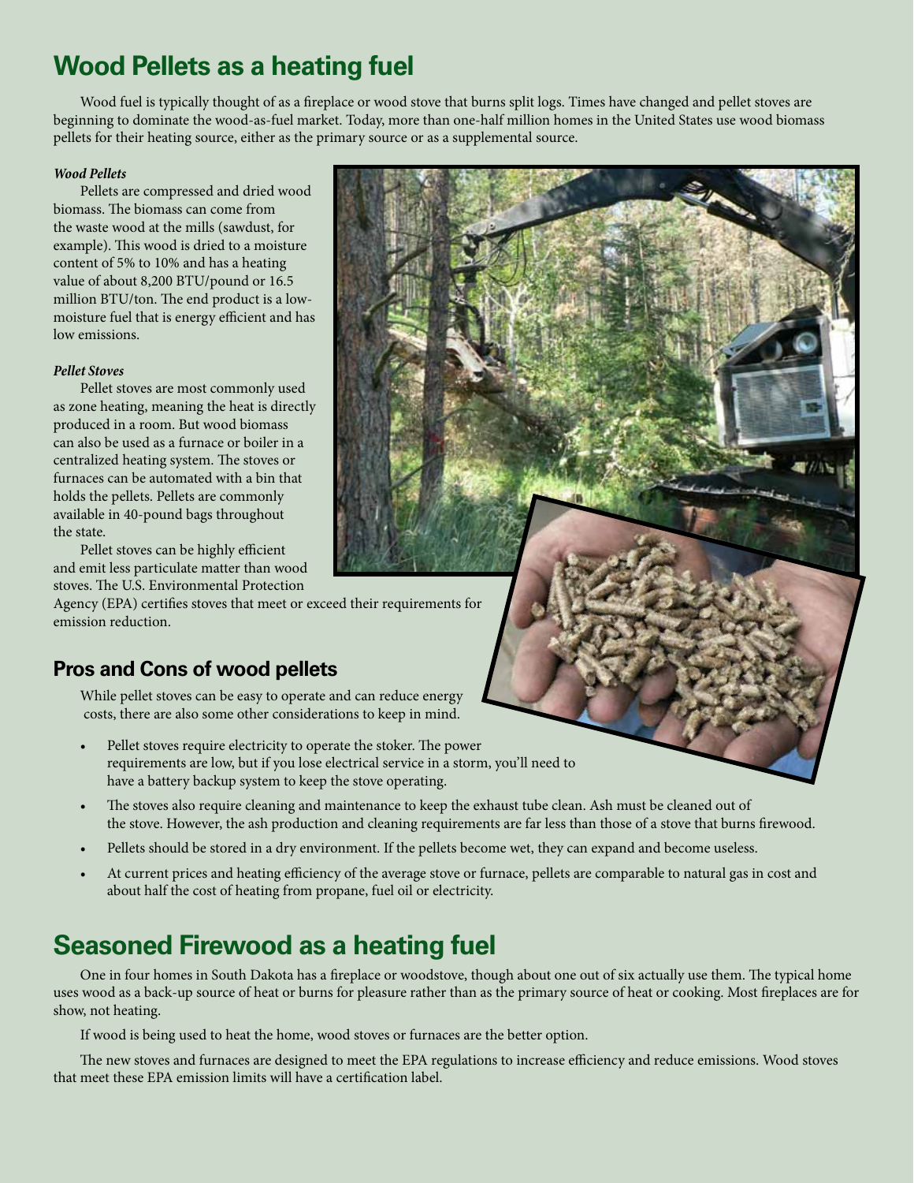## Wood Pellets as a heating fuel

Wood fuel is typically thought of as a fireplace or wood stove that burns split logs. Times have changed and pellet stoves are beginning to dominate the wood-as-fuel market. Today, more than one-half million homes in the United States use wood biomass pellets for their heating source, either as the primary source or as a supplemental source.

### *Wood Pellets*

Pellets are compressed and dried wood biomass. The biomass can come from the waste wood at the mills (sawdust, for example). This wood is dried to a moisture content of 5% to 10% and has a heating value of about 8,200 BTU/pound or 16.5 million BTU/ton. The end product is a low-moisture fuel that is energy efficient and has low emissions.

### *Pellet Stoves*

Pellet stoves are most commonly used as zone heating, meaning the heat is directly produced in a room. But wood biomass can also be used as a furnace or boiler in a centralized heating system. The stoves or furnaces can be automated with a bin that holds the pellets. Pellets are commonly available in 40-pound bags throughout the state.

Pellet stoves can be highly efficient and emit less particulate matter than wood stoves. The U.S. Environmental Protection Agency (EPA) certifies stoves that meet or exceed their requirements for emission reduction.

## Pros and Cons of wood pellets

While pellet stoves can be easy to operate and can reduce energy costs, there are also some other considerations to keep in mind.

- Pellet stoves require electricity to operate the stoker. The power requirements are low, but if you lose electrical service in a storm, you'll need to have a battery backup system to keep the stove operating.
- The stoves also require cleaning and maintenance to keep the exhaust tube clean. Ash must be cleaned out of the stove. However, the ash production and cleaning requirements are far less than those of a stove that burns firewood.
- Pellets should be stored in a dry environment. If the pellets become wet, they can expand and become useless.
- At current prices and heating efficiency of the average stove or furnace, pellets are comparable to natural gas in cost and about half the cost of heating from propane, fuel oil or electricity.

## Seasoned Firewood as a heating fuel

One in four homes in South Dakota has a fireplace or woodstove, though about one out of six actually use them. The typical home uses wood as a back-up source of heat or burns for pleasure rather than as the primary source of heat or cooking. Most fireplaces are for show, not heating.

If wood is being used to heat the home, wood stoves or furnaces are the better option.

The new stoves and furnaces are designed to meet the EPA regulations to increase efficiency and reduce emissions. Wood stoves that meet these EPA emission limits will have a certification label.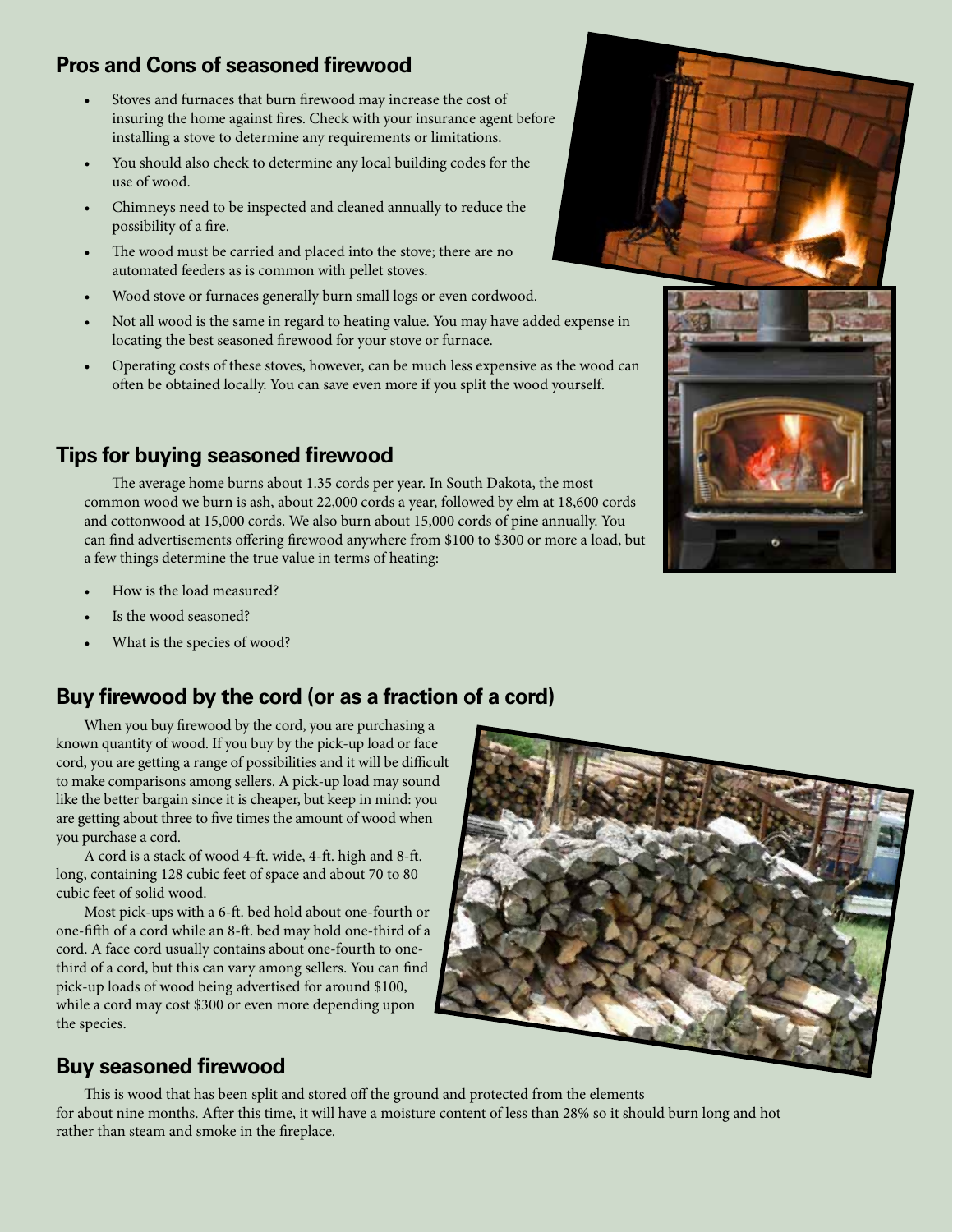## Pros and Cons of seasoned firewood

- Stoves and furnaces that burn firewood may increase the cost of insuring the home against fires. Check with your insurance agent before installing a stove to determine any requirements or limitations.
- You should also check to determine any local building codes for the use of wood.
- Chimneys need to be inspected and cleaned annually to reduce the possibility of a fire.
- The wood must be carried and placed into the stove; there are no automated feeders as is common with pellet stoves.
- Wood stove or furnaces generally burn small logs or even cordwood.
- Not all wood is the same in regard to heating value. You may have added expense in locating the best seasoned firewood for your stove or furnace.
- Operating costs of these stoves, however, can be much less expensive as the wood can often be obtained locally. You can save even more if you split the wood yourself.

## Tips for buying seasoned firewood

The average home burns about 1.35 cords per year. In South Dakota, the most common wood we burn is ash, about 22,000 cords a year, followed by elm at 18,600 cords and cottonwood at 15,000 cords. We also burn about 15,000 cords of pine annually. You can find advertisements offering firewood anywhere from $100 to $300 or more a load, but a few things determine the true value in terms of heating:

- How is the load measured?
- Is the wood seasoned?
- What is the species of wood?

## Buy firewood by the cord (or as a fraction of a cord)

When you buy firewood by the cord, you are purchasing a known quantity of wood. If you buy by the pick-up load or face cord, you are getting a range of possibilities and it will be difficult to make comparisons among sellers. A pick-up load may sound like the better bargain since it is cheaper, but keep in mind: you are getting about three to five times the amount of wood when you purchase a cord.

A cord is a stack of wood 4-ft. wide, 4-ft. high and 8-ft. long, containing 128 cubic feet of space and about 70 to 80 cubic feet of solid wood.

Most pick-ups with a 6-ft. bed hold about one-fourth or one-fifth of a cord while an 8-ft. bed may hold one-third of a cord. A face cord usually contains about one-fourth to one-third of a cord, but this can vary among sellers. You can find pick-up loads of wood being advertised for around $100, while a cord may cost $300 or even more depending upon the species.

## Buy seasoned firewood

This is wood that has been split and stored off the ground and protected from the elements for about nine months. After this time, it will have a moisture content of less than 28% so it should burn long and hot rather than steam and smoke in the fireplace.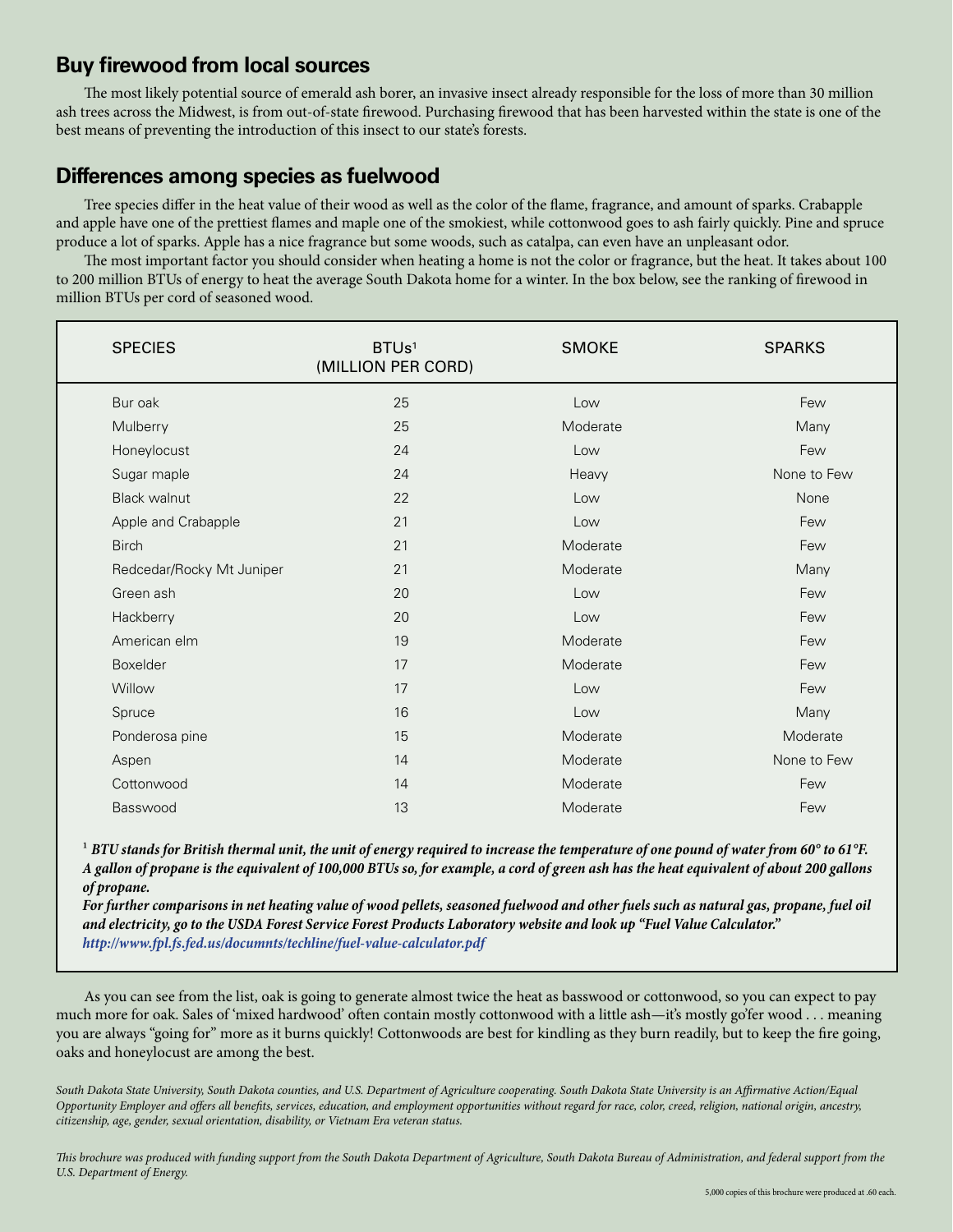## Buy firewood from local sources

The most likely potential source of emerald ash borer, an invasive insect already responsible for the loss of more than 30 million ash trees across the Midwest, is from out-of-state firewood. Purchasing firewood that has been harvested within the state is one of the best means of preventing the introduction of this insect to our state's forests.

## Differences among species as fuelwood

Tree species differ in the heat value of their wood as well as the color of the flame, fragrance, and amount of sparks. Crabapple and apple have one of the prettiest flames and maple one of the smokiest, while cottonwood goes to ash fairly quickly. Pine and spruce produce a lot of sparks. Apple has a nice fragrance but some woods, such as catalpa, can even have an unpleasant odor.

The most important factor you should consider when heating a home is not the color or fragrance, but the heat. It takes about 100 to 200 million BTUs of energy to heat the average South Dakota home for a winter. In the box below, see the ranking of firewood in million BTUs per cord of seasoned wood.

| SPECIES | BTUs[1] (MILLION PER CORD) | SMOKE | SPARKS |
|---|---|---|---|
| Bur oak | 25 | Low | Few |
| Mulberry | 25 | Moderate | Many |
| Honeylocust | 24 | Low | Few |
| Sugar maple | 24 | Heavy | None to Few |
| Black walnut | 22 | Low | None |
| Apple and Crabapple | 21 | Low | Few |
| Birch | 21 | Moderate | Few |
| Redcedar/Rocky Mt Juniper | 21 | Moderate | Many |
| Green ash | 20 | Low | Few |
| Hackberry | 20 | Low | Few |
| American elm | 19 | Moderate | Few |
| Boxelder | 17 | Moderate | Few |
| Willow | 17 | Low | Few |
| Spruce | 16 | Low | Many |
| Ponderosa pine | 15 | Moderate | Moderate |
| Aspen | 14 | Moderate | None to Few |
| Cottonwood | 14 | Moderate | Few |
| Basswood | 13 | Moderate | Few |

[1] ***BTU stands for British thermal unit, the unit of energy required to increase the temperature of one pound of water from 60° to 61°F. A gallon of propane is the equivalent of 100,000 BTUs so, for example, a cord of green ash has the heat equivalent of about 200 gallons of propane.***

***For further comparisons in net heating value of wood pellets, seasoned fuelwood and other fuels such as natural gas, propane, fuel oil and electricity, go to the USDA Forest Service Forest Products Laboratory website and look up "Fuel Value Calculator."***
***http://www.fpl.fs.fed.us/documnts/techline/fuel-value-calculator.pdf***

As you can see from the list, oak is going to generate almost twice the heat as basswood or cottonwood, so you can expect to pay much more for oak. Sales of 'mixed hardwood' often contain mostly cottonwood with a little ash—it's mostly go'fer wood . . . meaning you are always "going for" more as it burns quickly! Cottonwoods are best for kindling as they burn readily, but to keep the fire going, oaks and honeylocust are among the best.

*South Dakota State University, South Dakota counties, and U.S. Department of Agriculture cooperating. South Dakota State University is an Affirmative Action/Equal Opportunity Employer and offers all benefits, services, education, and employment opportunities without regard for race, color, creed, religion, national origin, ancestry, citizenship, age, gender, sexual orientation, disability, or Vietnam Era veteran status.*

*This brochure was produced with funding support from the South Dakota Department of Agriculture, South Dakota Bureau of Administration, and federal support from the U.S. Department of Energy.*

5,000 copies of this brochure were produced at .60 each.